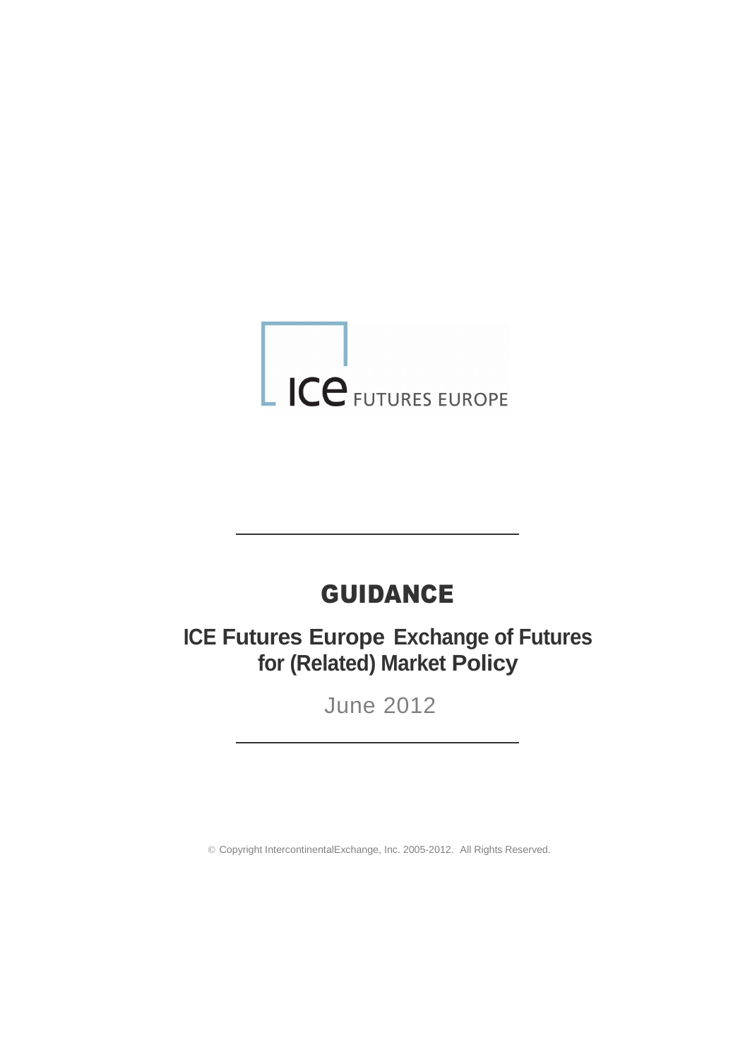ICE FUTURES EUROPE

# GUIDANCE

## ICE Futures Europe Exchange of Futures for (Related) Market Policy

June 2012

© Copyright IntercontinentalExchange, Inc. 2005-2012. All Rights Reserved.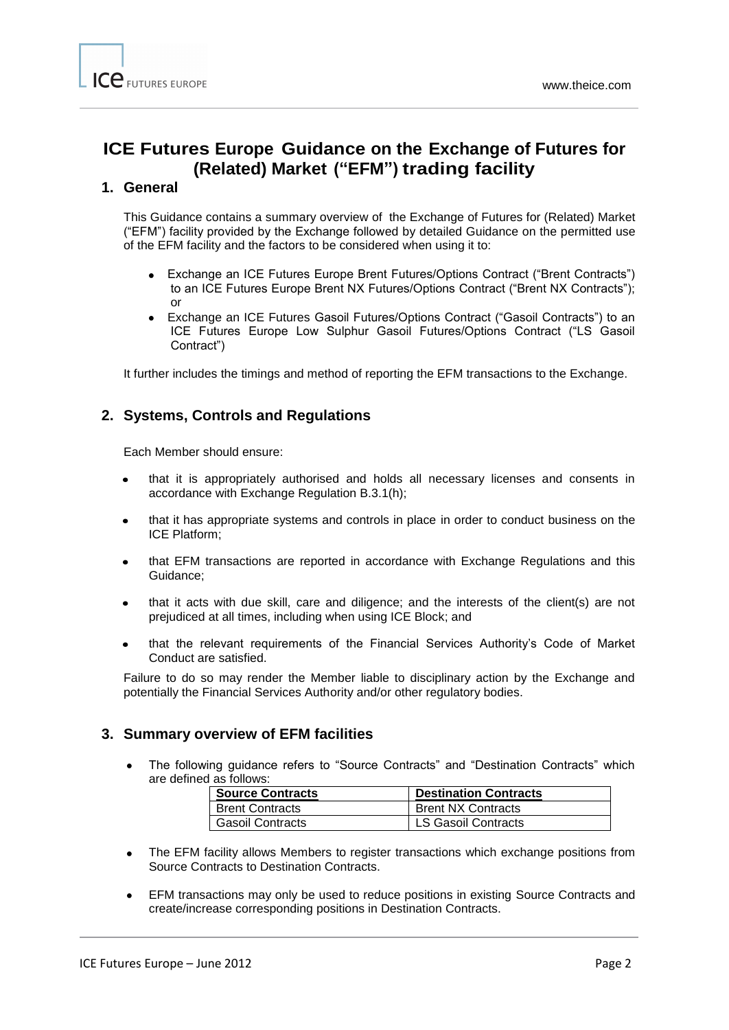# ICE Futures Europe Guidance on the Exchange of Futures for (Related) Market ("EFM") trading facility

## 1. General

This Guidance contains a summary overview of the Exchange of Futures for (Related) Market ("EFM") facility provided by the Exchange followed by detailed Guidance on the permitted use of the EFM facility and the factors to be considered when using it to:

- Exchange an ICE Futures Europe Brent Futures/Options Contract ("Brent Contracts") to an ICE Futures Europe Brent NX Futures/Options Contract ("Brent NX Contracts"); or
- Exchange an ICE Futures Gasoil Futures/Options Contract ("Gasoil Contracts") to an ICE Futures Europe Low Sulphur Gasoil Futures/Options Contract ("LS Gasoil Contract")

It further includes the timings and method of reporting the EFM transactions to the Exchange.

## 2. Systems, Controls and Regulations

Each Member should ensure:

- that it is appropriately authorised and holds all necessary licenses and consents in accordance with Exchange Regulation B.3.1(h);
- that it has appropriate systems and controls in place in order to conduct business on the ICE Platform;
- that EFM transactions are reported in accordance with Exchange Regulations and this Guidance;
- that it acts with due skill, care and diligence; and the interests of the client(s) are not prejudiced at all times, including when using ICE Block; and
- that the relevant requirements of the Financial Services Authority's Code of Market Conduct are satisfied.

Failure to do so may render the Member liable to disciplinary action by the Exchange and potentially the Financial Services Authority and/or other regulatory bodies.

## 3. Summary overview of EFM facilities

- The following guidance refers to "Source Contracts" and "Destination Contracts" which are defined as follows:

| Source Contracts | Destination Contracts |
|---|---|
| Brent Contracts | Brent NX Contracts |
| Gasoil Contracts | LS Gasoil Contracts |

- The EFM facility allows Members to register transactions which exchange positions from Source Contracts to Destination Contracts.
- EFM transactions may only be used to reduce positions in existing Source Contracts and create/increase corresponding positions in Destination Contracts.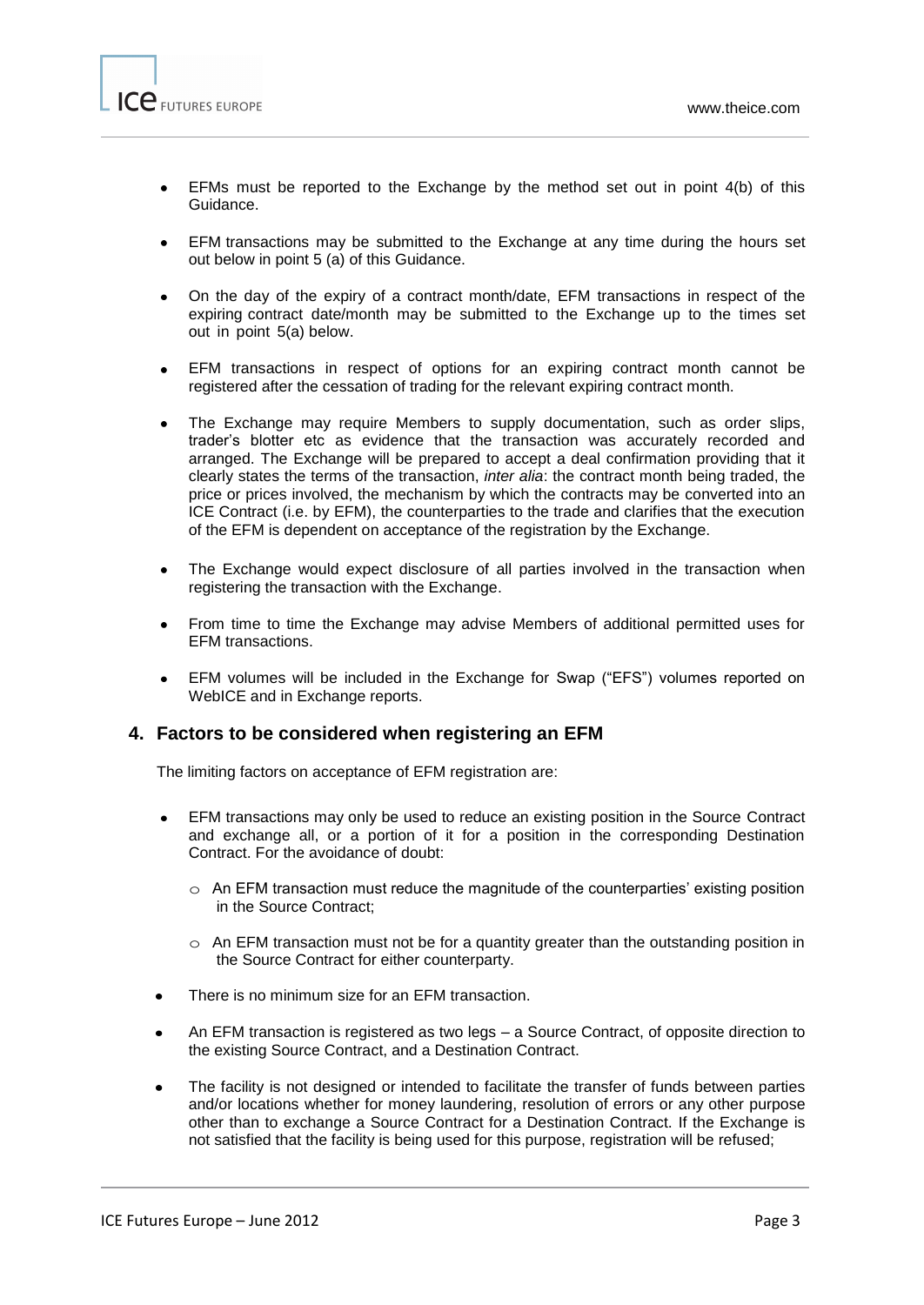- EFMs must be reported to the Exchange by the method set out in point 4(b) of this Guidance.
- EFM transactions may be submitted to the Exchange at any time during the hours set out below in point 5 (a) of this Guidance.
- On the day of the expiry of a contract month/date, EFM transactions in respect of the expiring contract date/month may be submitted to the Exchange up to the times set out in point 5(a) below.
- EFM transactions in respect of options for an expiring contract month cannot be registered after the cessation of trading for the relevant expiring contract month.
- The Exchange may require Members to supply documentation, such as order slips, trader's blotter etc as evidence that the transaction was accurately recorded and arranged. The Exchange will be prepared to accept a deal confirmation providing that it clearly states the terms of the transaction, *inter alia*: the contract month being traded, the price or prices involved, the mechanism by which the contracts may be converted into an ICE Contract (i.e. by EFM), the counterparties to the trade and clarifies that the execution of the EFM is dependent on acceptance of the registration by the Exchange.
- The Exchange would expect disclosure of all parties involved in the transaction when registering the transaction with the Exchange.
- From time to time the Exchange may advise Members of additional permitted uses for EFM transactions.
- EFM volumes will be included in the Exchange for Swap ("EFS") volumes reported on WebICE and in Exchange reports.

## 4. Factors to be considered when registering an EFM

The limiting factors on acceptance of EFM registration are:

- EFM transactions may only be used to reduce an existing position in the Source Contract and exchange all, or a portion of it for a position in the corresponding Destination Contract. For the avoidance of doubt:
  - An EFM transaction must reduce the magnitude of the counterparties' existing position in the Source Contract;
  - An EFM transaction must not be for a quantity greater than the outstanding position in the Source Contract for either counterparty.
- There is no minimum size for an EFM transaction.
- An EFM transaction is registered as two legs – a Source Contract, of opposite direction to the existing Source Contract, and a Destination Contract.
- The facility is not designed or intended to facilitate the transfer of funds between parties and/or locations whether for money laundering, resolution of errors or any other purpose other than to exchange a Source Contract for a Destination Contract. If the Exchange is not satisfied that the facility is being used for this purpose, registration will be refused;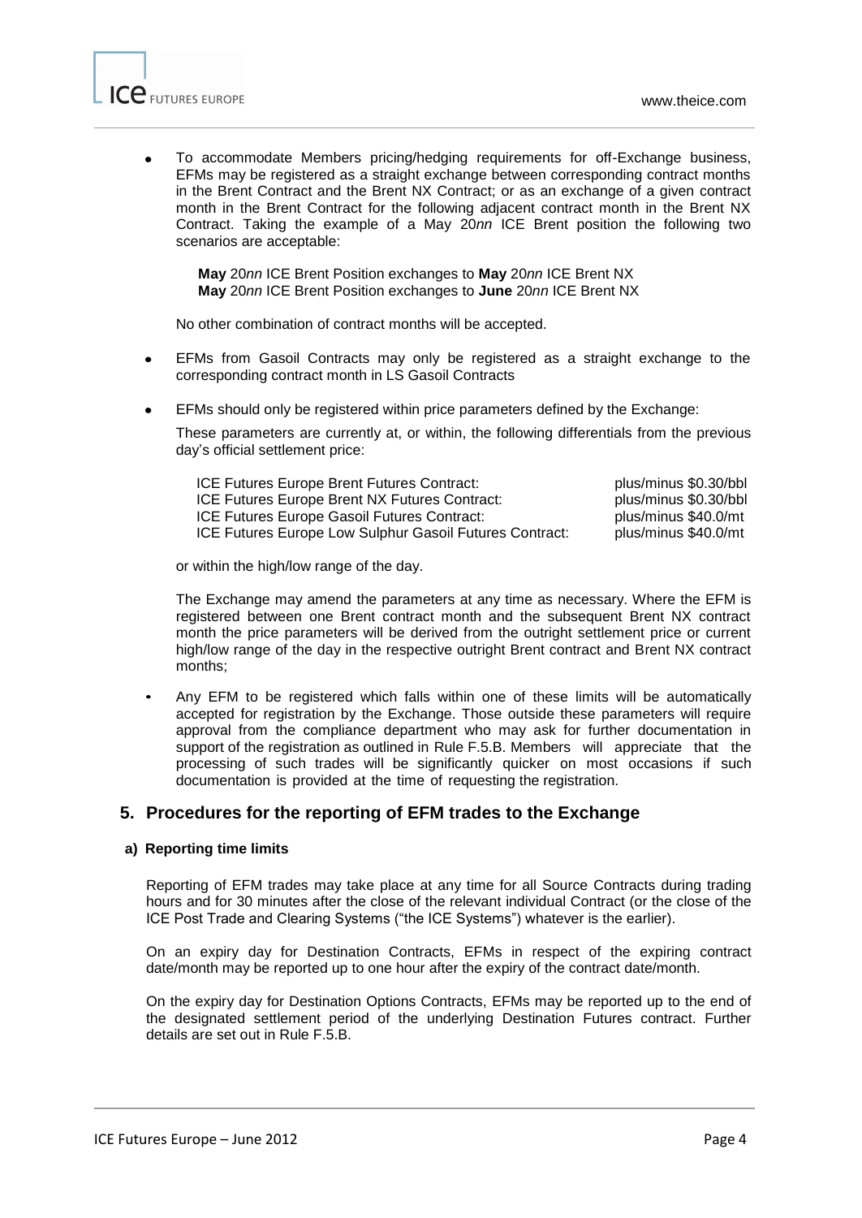- To accommodate Members pricing/hedging requirements for off-Exchange business, EFMs may be registered as a straight exchange between corresponding contract months in the Brent Contract and the Brent NX Contract; or as an exchange of a given contract month in the Brent Contract for the following adjacent contract month in the Brent NX Contract. Taking the example of a May 20*nn* ICE Brent position the following two scenarios are acceptable:

  **May** 20*nn* ICE Brent Position exchanges to **May** 20*nn* ICE Brent NX
  **May** 20*nn* ICE Brent Position exchanges to **June** 20*nn* ICE Brent NX

  No other combination of contract months will be accepted.

- EFMs from Gasoil Contracts may only be registered as a straight exchange to the corresponding contract month in LS Gasoil Contracts

- EFMs should only be registered within price parameters defined by the Exchange:

  These parameters are currently at, or within, the following differentials from the previous day's official settlement price:

  | | |
  |---|---|
  | ICE Futures Europe Brent Futures Contract: | plus/minus $0.30/bbl |
  | ICE Futures Europe Brent NX Futures Contract: | plus/minus $0.30/bbl |
  | ICE Futures Europe Gasoil Futures Contract: | plus/minus $40.0/mt |
  | ICE Futures Europe Low Sulphur Gasoil Futures Contract: | plus/minus $40.0/mt |

  or within the high/low range of the day.

  The Exchange may amend the parameters at any time as necessary. Where the EFM is registered between one Brent contract month and the subsequent Brent NX contract month the price parameters will be derived from the outright settlement price or current high/low range of the day in the respective outright Brent contract and Brent NX contract months;

- Any EFM to be registered which falls within one of these limits will be automatically accepted for registration by the Exchange. Those outside these parameters will require approval from the compliance department who may ask for further documentation in support of the registration as outlined in Rule F.5.B. Members will appreciate that the processing of such trades will be significantly quicker on most occasions if such documentation is provided at the time of requesting the registration.

## 5. Procedures for the reporting of EFM trades to the Exchange

### a) Reporting time limits

Reporting of EFM trades may take place at any time for all Source Contracts during trading hours and for 30 minutes after the close of the relevant individual Contract (or the close of the ICE Post Trade and Clearing Systems ("the ICE Systems") whatever is the earlier).

On an expiry day for Destination Contracts, EFMs in respect of the expiring contract date/month may be reported up to one hour after the expiry of the contract date/month.

On the expiry day for Destination Options Contracts, EFMs may be reported up to the end of the designated settlement period of the underlying Destination Futures contract. Further details are set out in Rule F.5.B.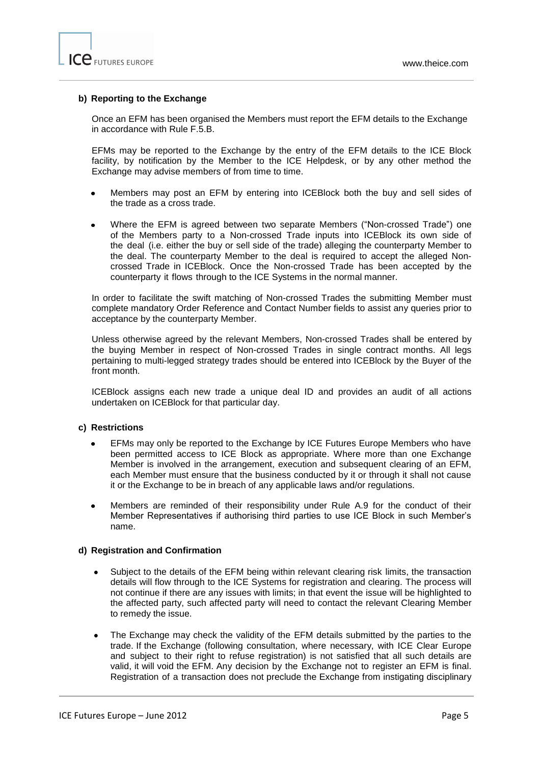**b) Reporting to the Exchange**

Once an EFM has been organised the Members must report the EFM details to the Exchange in accordance with Rule F.5.B.

EFMs may be reported to the Exchange by the entry of the EFM details to the ICE Block facility, by notification by the Member to the ICE Helpdesk, or by any other method the Exchange may advise members of from time to time.

- Members may post an EFM by entering into ICEBlock both the buy and sell sides of the trade as a cross trade.
- Where the EFM is agreed between two separate Members ("Non-crossed Trade") one of the Members party to a Non-crossed Trade inputs into ICEBlock its own side of the deal (i.e. either the buy or sell side of the trade) alleging the counterparty Member to the deal. The counterparty Member to the deal is required to accept the alleged Non-crossed Trade in ICEBlock. Once the Non-crossed Trade has been accepted by the counterparty it flows through to the ICE Systems in the normal manner.

In order to facilitate the swift matching of Non-crossed Trades the submitting Member must complete mandatory Order Reference and Contact Number fields to assist any queries prior to acceptance by the counterparty Member.

Unless otherwise agreed by the relevant Members, Non-crossed Trades shall be entered by the buying Member in respect of Non-crossed Trades in single contract months. All legs pertaining to multi-legged strategy trades should be entered into ICEBlock by the Buyer of the front month.

ICEBlock assigns each new trade a unique deal ID and provides an audit of all actions undertaken on ICEBlock for that particular day.

**c) Restrictions**

- EFMs may only be reported to the Exchange by ICE Futures Europe Members who have been permitted access to ICE Block as appropriate. Where more than one Exchange Member is involved in the arrangement, execution and subsequent clearing of an EFM, each Member must ensure that the business conducted by it or through it shall not cause it or the Exchange to be in breach of any applicable laws and/or regulations.
- Members are reminded of their responsibility under Rule A.9 for the conduct of their Member Representatives if authorising third parties to use ICE Block in such Member's name.

**d) Registration and Confirmation**

- Subject to the details of the EFM being within relevant clearing risk limits, the transaction details will flow through to the ICE Systems for registration and clearing. The process will not continue if there are any issues with limits; in that event the issue will be highlighted to the affected party, such affected party will need to contact the relevant Clearing Member to remedy the issue.
- The Exchange may check the validity of the EFM details submitted by the parties to the trade. If the Exchange (following consultation, where necessary, with ICE Clear Europe and subject to their right to refuse registration) is not satisfied that all such details are valid, it will void the EFM. Any decision by the Exchange not to register an EFM is final. Registration of a transaction does not preclude the Exchange from instigating disciplinary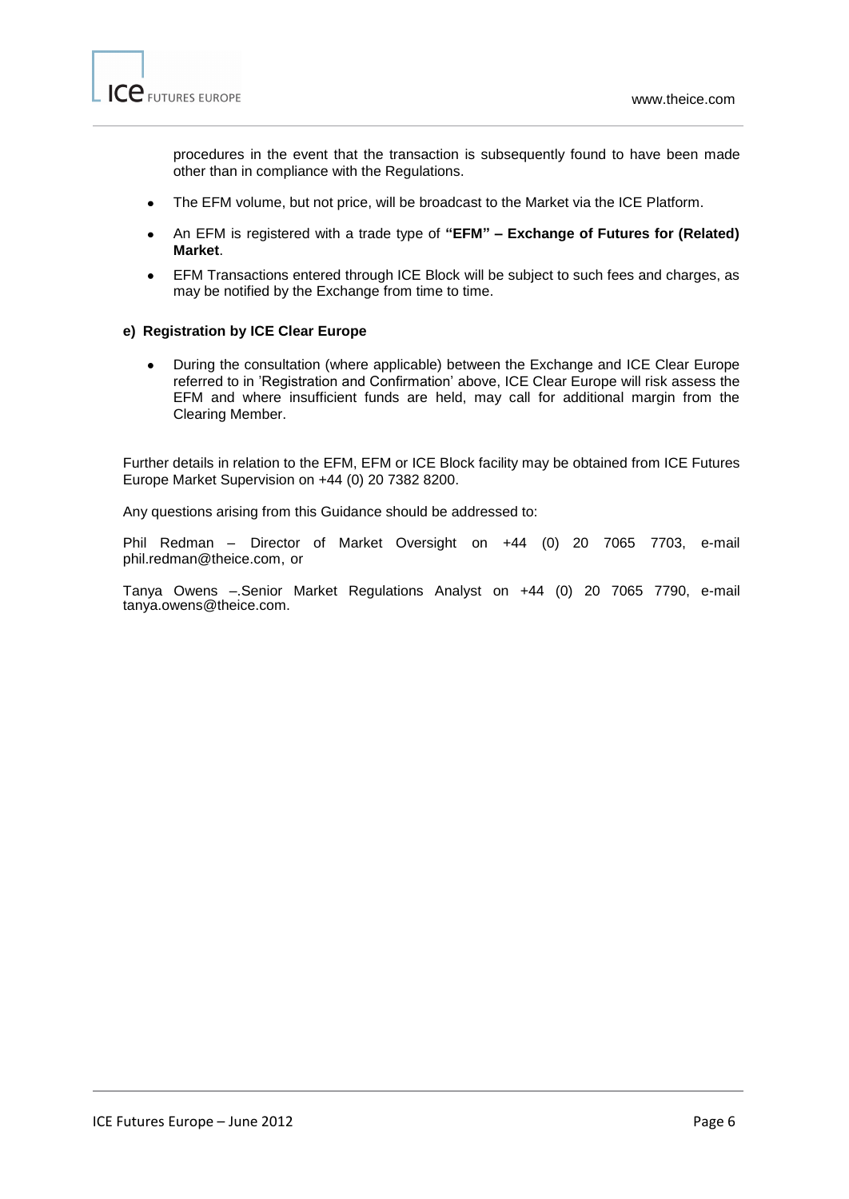procedures in the event that the transaction is subsequently found to have been made other than in compliance with the Regulations.

- The EFM volume, but not price, will be broadcast to the Market via the ICE Platform.
- An EFM is registered with a trade type of **"EFM" – Exchange of Futures for (Related) Market**.
- EFM Transactions entered through ICE Block will be subject to such fees and charges, as may be notified by the Exchange from time to time.

**e) Registration by ICE Clear Europe**

- During the consultation (where applicable) between the Exchange and ICE Clear Europe referred to in 'Registration and Confirmation' above, ICE Clear Europe will risk assess the EFM and where insufficient funds are held, may call for additional margin from the Clearing Member.

Further details in relation to the EFM, EFM or ICE Block facility may be obtained from ICE Futures Europe Market Supervision on +44 (0) 20 7382 8200.

Any questions arising from this Guidance should be addressed to:

Phil Redman – Director of Market Oversight on +44 (0) 20 7065 7703, e-mail phil.redman@theice.com, or

Tanya Owens –.Senior Market Regulations Analyst on +44 (0) 20 7065 7790, e-mail tanya.owens@theice.com.